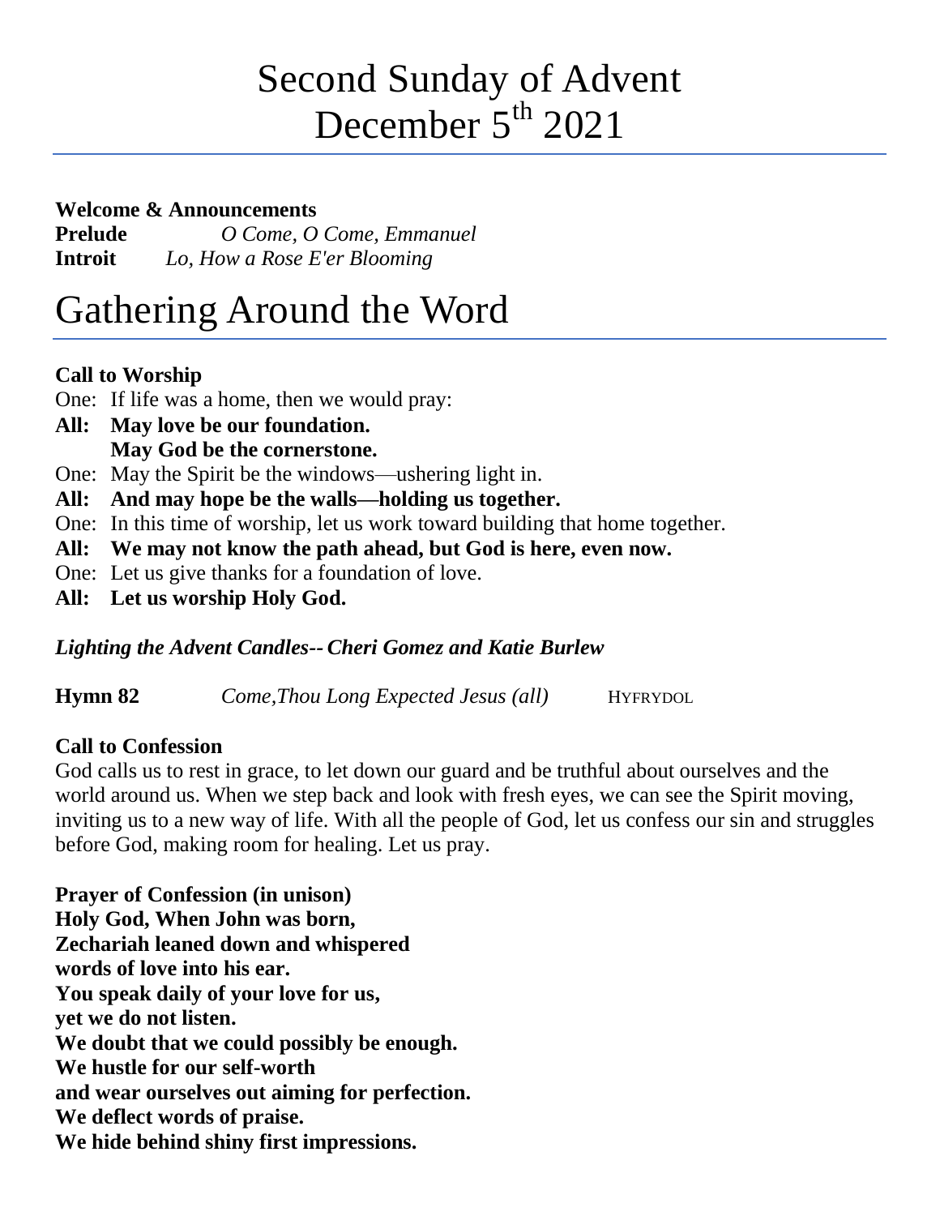# Second Sunday of Advent
# December 5th 2021

**Welcome & Announcements**
**Prelude** *O Come, O Come, Emmanuel*
**Introit** *Lo, How a Rose E'er Blooming*

# Gathering Around the Word

**Call to Worship**

One: If life was a home, then we would pray:

**All: May love be our foundation.**
**May God be the cornerstone.**

One: May the Spirit be the windows—ushering light in.

**All: And may hope be the walls—holding us together.**

One: In this time of worship, let us work toward building that home together.

**All: We may not know the path ahead, but God is here, even now.**

One: Let us give thanks for a foundation of love.

**All: Let us worship Holy God.**

***Lighting the Advent Candles-- Cheri Gomez and Katie Burlew***

**Hymn 82** *Come,Thou Long Expected Jesus (all)* HYFRYDOL

**Call to Confession**

God calls us to rest in grace, to let down our guard and be truthful about ourselves and the world around us. When we step back and look with fresh eyes, we can see the Spirit moving, inviting us to a new way of life. With all the people of God, let us confess our sin and struggles before God, making room for healing. Let us pray.

**Prayer of Confession (in unison)**
**Holy God, When John was born,**
**Zechariah leaned down and whispered**
**words of love into his ear.**
**You speak daily of your love for us,**
**yet we do not listen.**
**We doubt that we could possibly be enough.**
**We hustle for our self-worth**
**and wear ourselves out aiming for perfection.**
**We deflect words of praise.**
**We hide behind shiny first impressions.**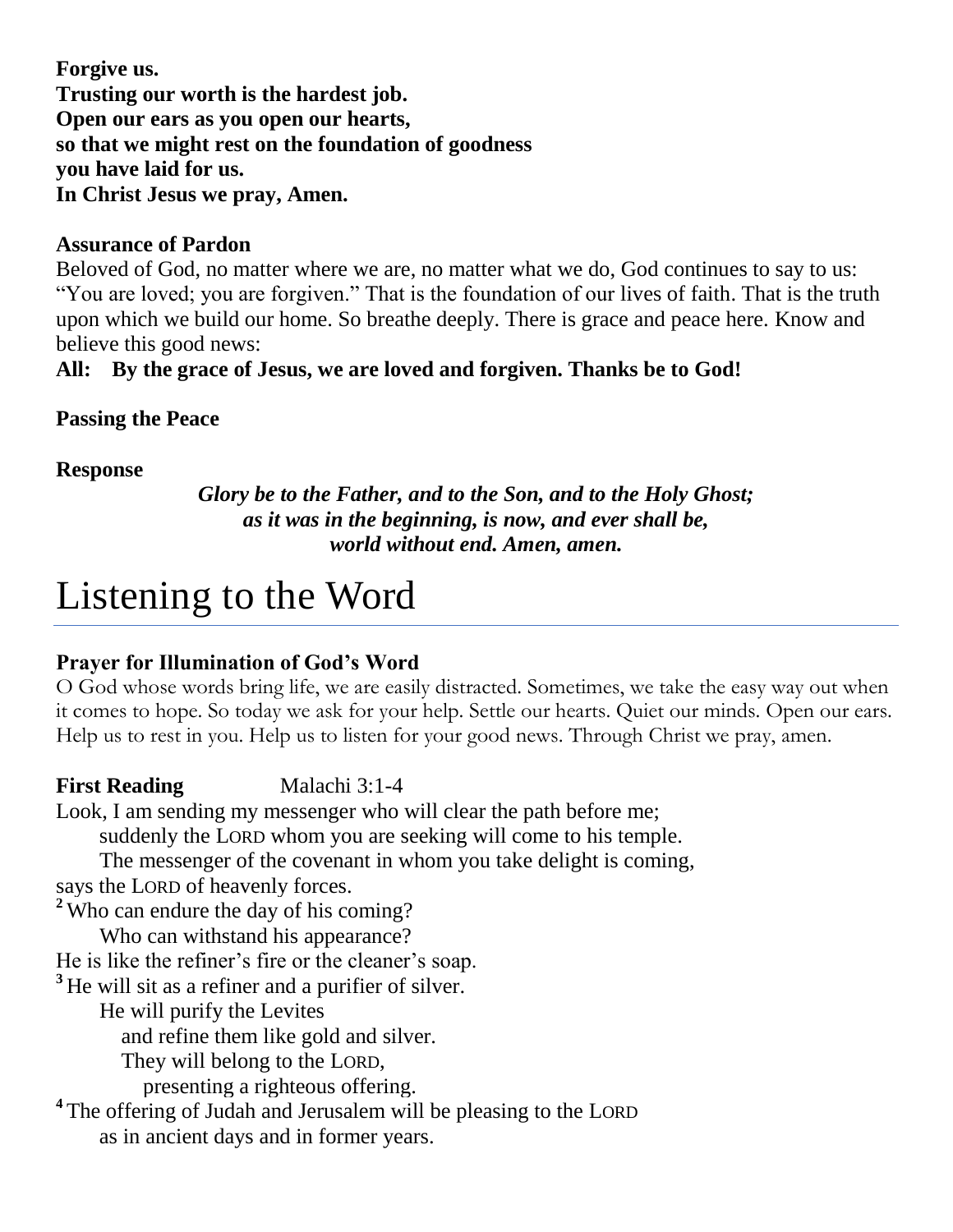**Forgive us.**
**Trusting our worth is the hardest job.**
**Open our ears as you open our hearts,**
**so that we might rest on the foundation of goodness**
**you have laid for us.**
**In Christ Jesus we pray, Amen.**

**Assurance of Pardon**

Beloved of God, no matter where we are, no matter what we do, God continues to say to us: "You are loved; you are forgiven." That is the foundation of our lives of faith. That is the truth upon which we build our home. So breathe deeply. There is grace and peace here. Know and believe this good news:

**All: By the grace of Jesus, we are loved and forgiven. Thanks be to God!**

**Passing the Peace**

**Response**

***Glory be to the Father, and to the Son, and to the Holy Ghost;***
***as it was in the beginning, is now, and ever shall be,***
***world without end. Amen, amen.***

# Listening to the Word

**Prayer for Illumination of God's Word**

O God whose words bring life, we are easily distracted. Sometimes, we take the easy way out when it comes to hope. So today we ask for your help. Settle our hearts. Quiet our minds. Open our ears. Help us to rest in you. Help us to listen for your good news. Through Christ we pray, amen.

**First Reading** Malachi 3:1-4

Look, I am sending my messenger who will clear the path before me;
suddenly the LORD whom you are seeking will come to his temple.
The messenger of the covenant in whom you take delight is coming,
says the LORD of heavenly forces.
[2] Who can endure the day of his coming?
Who can withstand his appearance?
He is like the refiner's fire or the cleaner's soap.
[3] He will sit as a refiner and a purifier of silver.
He will purify the Levites
and refine them like gold and silver.
They will belong to the LORD,
presenting a righteous offering.
[4] The offering of Judah and Jerusalem will be pleasing to the LORD
as in ancient days and in former years.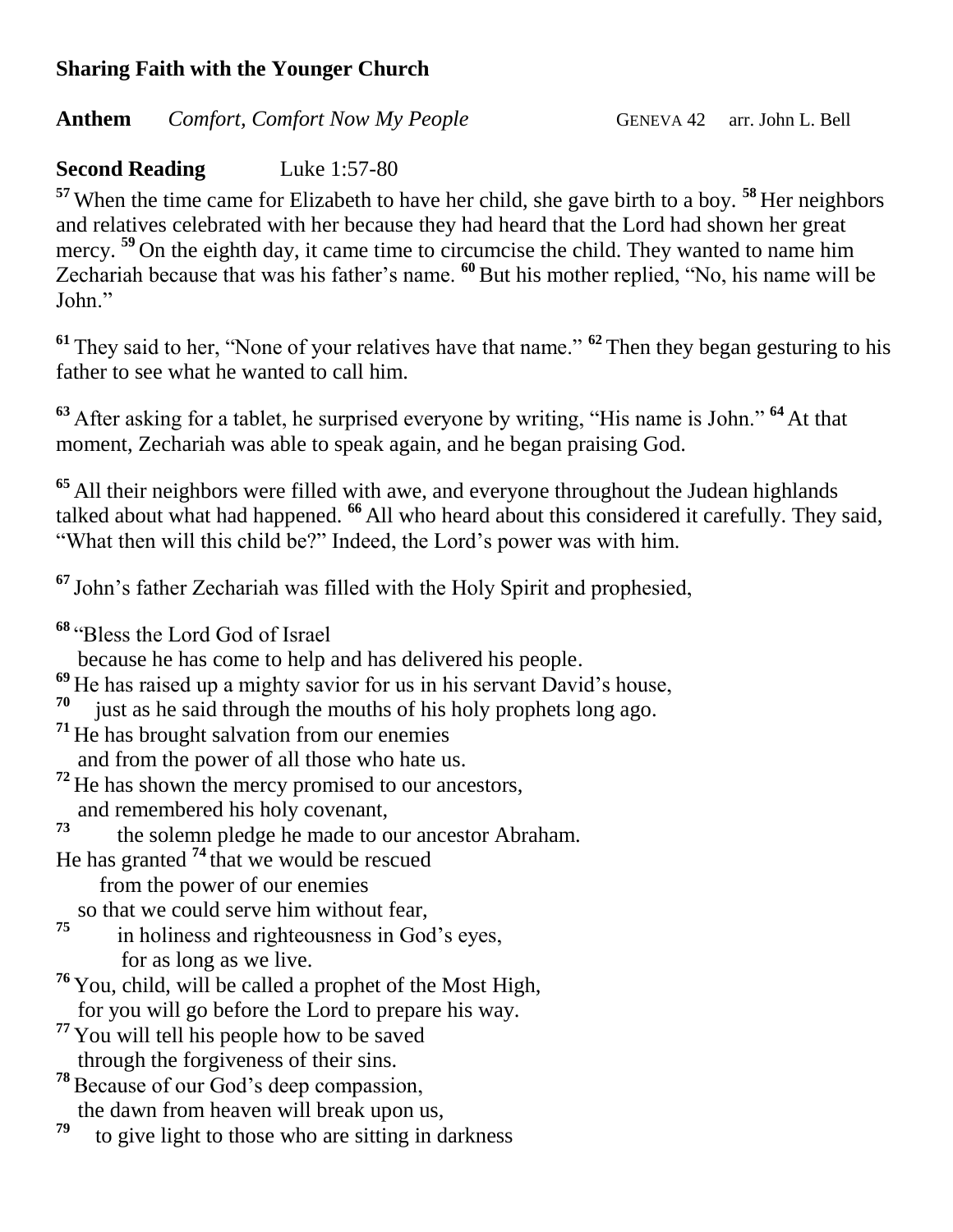**Sharing Faith with the Younger Church**

**Anthem** *Comfort, Comfort Now My People* GENEVA 42 arr. John L. Bell

**Second Reading** Luke 1:57-80

[57] When the time came for Elizabeth to have her child, she gave birth to a boy. [58] Her neighbors and relatives celebrated with her because they had heard that the Lord had shown her great mercy. [59] On the eighth day, it came time to circumcise the child. They wanted to name him Zechariah because that was his father's name. [60] But his mother replied, "No, his name will be John."

[61] They said to her, "None of your relatives have that name." [62] Then they began gesturing to his father to see what he wanted to call him.

[63] After asking for a tablet, he surprised everyone by writing, "His name is John." [64] At that moment, Zechariah was able to speak again, and he began praising God.

[65] All their neighbors were filled with awe, and everyone throughout the Judean highlands talked about what had happened. [66] All who heard about this considered it carefully. They said, "What then will this child be?" Indeed, the Lord's power was with him.

[67] John's father Zechariah was filled with the Holy Spirit and prophesied,

[68] "Bless the Lord God of Israel  
because he has come to help and has delivered his people.  
[69] He has raised up a mighty savior for us in his servant David's house,  
[70] just as he said through the mouths of his holy prophets long ago.  
[71] He has brought salvation from our enemies  
and from the power of all those who hate us.  
[72] He has shown the mercy promised to our ancestors,  
and remembered his holy covenant,  
[73] the solemn pledge he made to our ancestor Abraham.  
He has granted [74] that we would be rescued  
from the power of our enemies  
so that we could serve him without fear,  
[75] in holiness and righteousness in God's eyes,  
for as long as we live.  
[76] You, child, will be called a prophet of the Most High,  
for you will go before the Lord to prepare his way.  
[77] You will tell his people how to be saved  
through the forgiveness of their sins.  
[78] Because of our God's deep compassion,  
the dawn from heaven will break upon us,  
[79] to give light to those who are sitting in darkness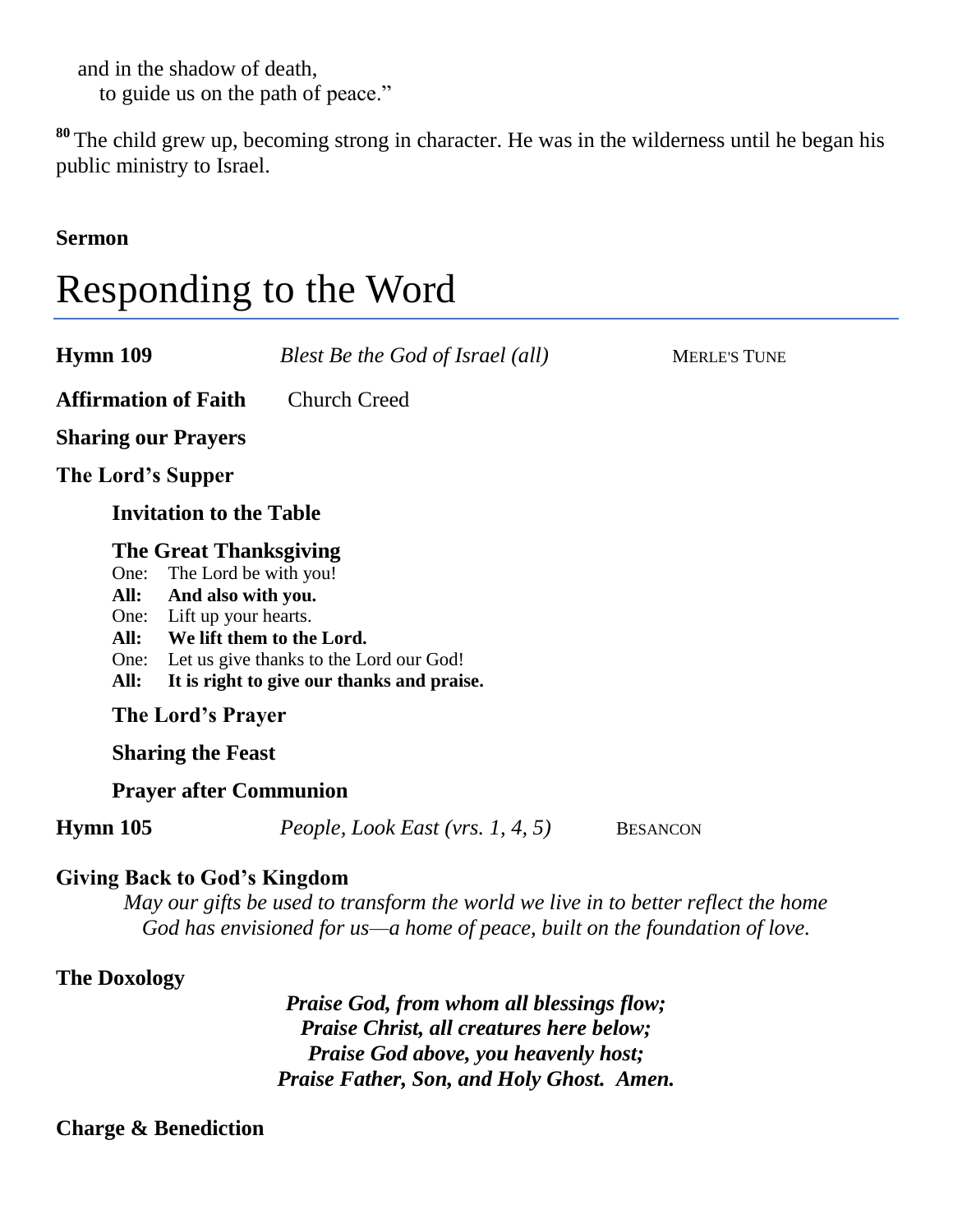and in the shadow of death,
to guide us on the path of peace."

[80] The child grew up, becoming strong in character. He was in the wilderness until he began his public ministry to Israel.

**Sermon**

# Responding to the Word

**Hymn 109** *Blest Be the God of Israel (all)* MERLE'S TUNE

**Affirmation of Faith** Church Creed

**Sharing our Prayers**

**The Lord's Supper**

**Invitation to the Table**

**The Great Thanksgiving**

One: The Lord be with you!
**All: And also with you.**
One: Lift up your hearts.
**All: We lift them to the Lord.**
One: Let us give thanks to the Lord our God!
**All: It is right to give our thanks and praise.**

**The Lord's Prayer**

**Sharing the Feast**

**Prayer after Communion**

**Hymn 105** *People, Look East (vrs. 1, 4, 5)* BESANCON

**Giving Back to God's Kingdom**

*May our gifts be used to transform the world we live in to better reflect the home God has envisioned for us—a home of peace, built on the foundation of love.*

**The Doxology**

***Praise God, from whom all blessings flow;***
***Praise Christ, all creatures here below;***
***Praise God above, you heavenly host;***
***Praise Father, Son, and Holy Ghost. Amen.***

**Charge & Benediction**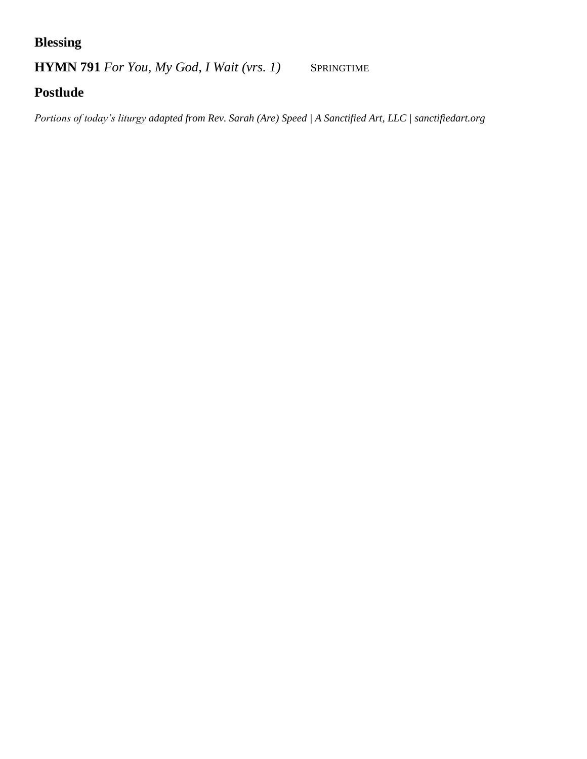**Blessing**

**HYMN 791** *For You, My God, I Wait (vrs. 1)* SPRINGTIME

**Postlude**

*Portions of today's liturgy adapted from Rev. Sarah (Are) Speed | A Sanctified Art, LLC | sanctifiedart.org*